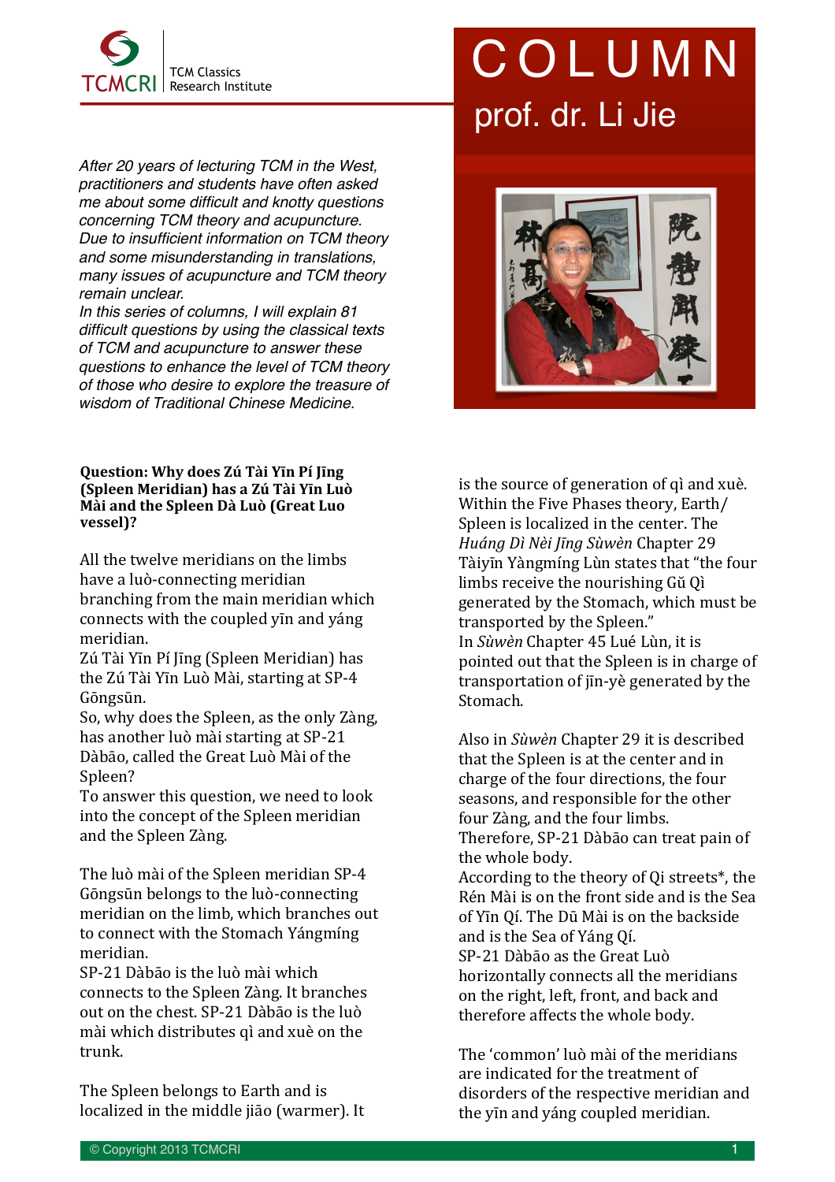TCMCRI TCM Classics Research Institute

# COLUMN

## prof. dr. Li Jie

*After 20 years of lecturing TCM in the West, practitioners and students have often asked me about some difficult and knotty questions concerning TCM theory and acupuncture. Due to insufficient information on TCM theory and some misunderstanding in translations, many issues of acupuncture and TCM theory remain unclear.*
*In this series of columns, I will explain 81 difficult questions by using the classical texts of TCM and acupuncture to answer these questions to enhance the level of TCM theory of those who desire to explore the treasure of wisdom of Traditional Chinese Medicine.*

**Question: Why does Zú Tài Yīn Pí Jīng (Spleen Meridian) has a Zú Tài Yīn Luò Mài and the Spleen Dà Luò (Great Luo vessel)?**

All the twelve meridians on the limbs have a luò-connecting meridian branching from the main meridian which connects with the coupled yīn and yáng meridian.
Zú Tài Yīn Pí Jīng (Spleen Meridian) has the Zú Tài Yīn Luò Mài, starting at SP-4 Gōngsūn.
So, why does the Spleen, as the only Zàng, has another luò mài starting at SP-21 Dàbāo, called the Great Luò Mài of the Spleen?
To answer this question, we need to look into the concept of the Spleen meridian and the Spleen Zàng.

The luò mài of the Spleen meridian SP-4 Gōngsūn belongs to the luò-connecting meridian on the limb, which branches out to connect with the Stomach Yángmíng meridian.
SP-21 Dàbāo is the luò mài which connects to the Spleen Zàng. It branches out on the chest. SP-21 Dàbāo is the luò mài which distributes qì and xuè on the trunk.

The Spleen belongs to Earth and is localized in the middle jiāo (warmer). It is the source of generation of qì and xuè. Within the Five Phases theory, Earth/ Spleen is localized in the center. The *Huáng Dì Nèi Jīng Sùwèn* Chapter 29 Tàiyīn Yàngmíng Lùn states that "the four limbs receive the nourishing Gŭ Qì generated by the Stomach, which must be transported by the Spleen."
In *Sùwèn* Chapter 45 Lué Lùn, it is pointed out that the Spleen is in charge of transportation of jīn-yè generated by the Stomach.

Also in *Sùwèn* Chapter 29 it is described that the Spleen is at the center and in charge of the four directions, the four seasons, and responsible for the other four Zàng, and the four limbs.
Therefore, SP-21 Dàbāo can treat pain of the whole body.
According to the theory of Qi streets*, the Rén Mài is on the front side and is the Sea of Yīn Qí. The Dū Mài is on the backside and is the Sea of Yáng Qí.
SP-21 Dàbāo as the Great Luò horizontally connects all the meridians on the right, left, front, and back and therefore affects the whole body.

The 'common' luò mài of the meridians are indicated for the treatment of disorders of the respective meridian and the yīn and yáng coupled meridian.

© Copyright 2013 TCMCRI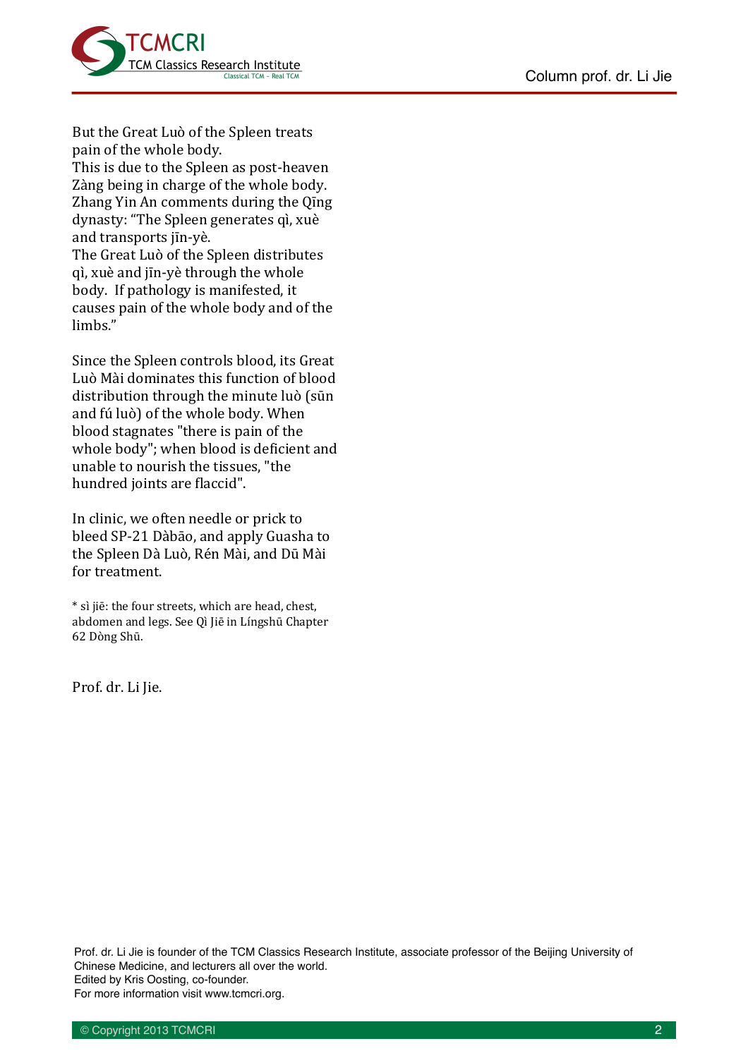But the Great Luò of the Spleen treats pain of the whole body.
This is due to the Spleen as post-heaven Zàng being in charge of the whole body. Zhang Yin An comments during the Qīng dynasty: "The Spleen generates qì, xuè and transports jīn-yè.
The Great Luò of the Spleen distributes qì, xuè and jīn-yè through the whole body. If pathology is manifested, it causes pain of the whole body and of the limbs."

Since the Spleen controls blood, its Great Luò Mài dominates this function of blood distribution through the minute luò (sūn and fú luò) of the whole body. When blood stagnates "there is pain of the whole body"; when blood is deficient and unable to nourish the tissues, "the hundred joints are flaccid".

In clinic, we often needle or prick to bleed SP-21 Dàbāo, and apply Guasha to the Spleen Dà Luò, Rén Mài, and Dū Mài for treatment.

* sì jiē: the four streets, which are head, chest, abdomen and legs. See Qì Jiē in Língshū Chapter 62 Dòng Shū.

Prof. dr. Li Jie.

Prof. dr. Li Jie is founder of the TCM Classics Research Institute, associate professor of the Beijing University of Chinese Medicine, and lecturers all over the world.
Edited by Kris Oosting, co-founder.
For more information visit www.tcmcri.org.

© Copyright 2013 TCMCRI